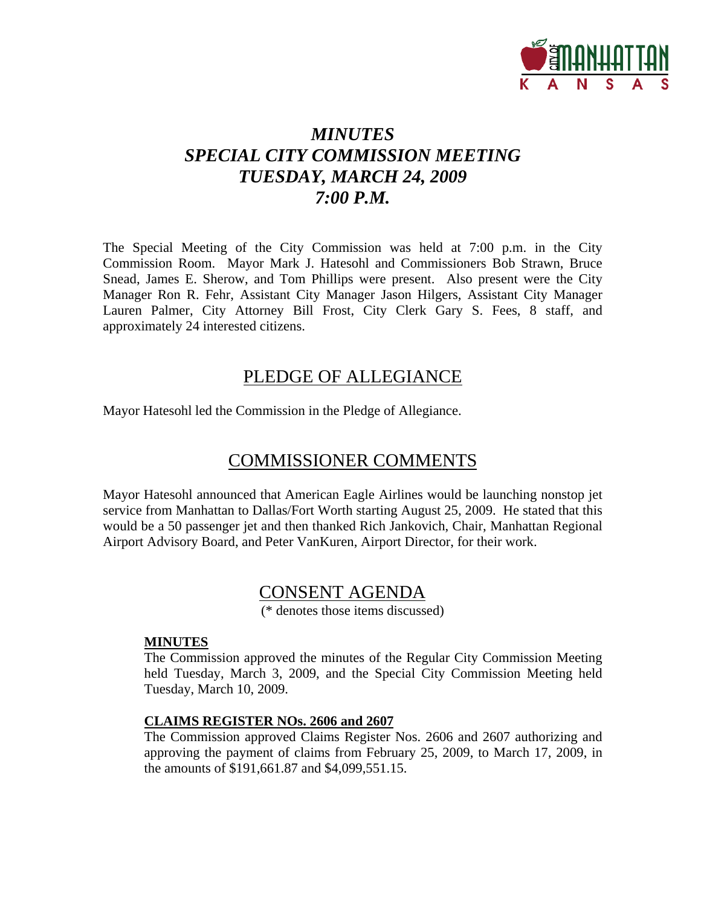# *MINUTES*
# *SPECIAL CITY COMMISSION MEETING*
# *TUESDAY, MARCH 24, 2009*
# *7:00 P.M.*

The Special Meeting of the City Commission was held at 7:00 p.m. in the City Commission Room. Mayor Mark J. Hatesohl and Commissioners Bob Strawn, Bruce Snead, James E. Sherow, and Tom Phillips were present. Also present were the City Manager Ron R. Fehr, Assistant City Manager Jason Hilgers, Assistant City Manager Lauren Palmer, City Attorney Bill Frost, City Clerk Gary S. Fees, 8 staff, and approximately 24 interested citizens.

## PLEDGE OF ALLEGIANCE

Mayor Hatesohl led the Commission in the Pledge of Allegiance.

## COMMISSIONER COMMENTS

Mayor Hatesohl announced that American Eagle Airlines would be launching nonstop jet service from Manhattan to Dallas/Fort Worth starting August 25, 2009. He stated that this would be a 50 passenger jet and then thanked Rich Jankovich, Chair, Manhattan Regional Airport Advisory Board, and Peter VanKuren, Airport Director, for their work.

## CONSENT AGENDA

(* denotes those items discussed)

**MINUTES**

The Commission approved the minutes of the Regular City Commission Meeting held Tuesday, March 3, 2009, and the Special City Commission Meeting held Tuesday, March 10, 2009.

**CLAIMS REGISTER NOs. 2606 and 2607**

The Commission approved Claims Register Nos. 2606 and 2607 authorizing and approving the payment of claims from February 25, 2009, to March 17, 2009, in the amounts of $191,661.87 and $4,099,551.15.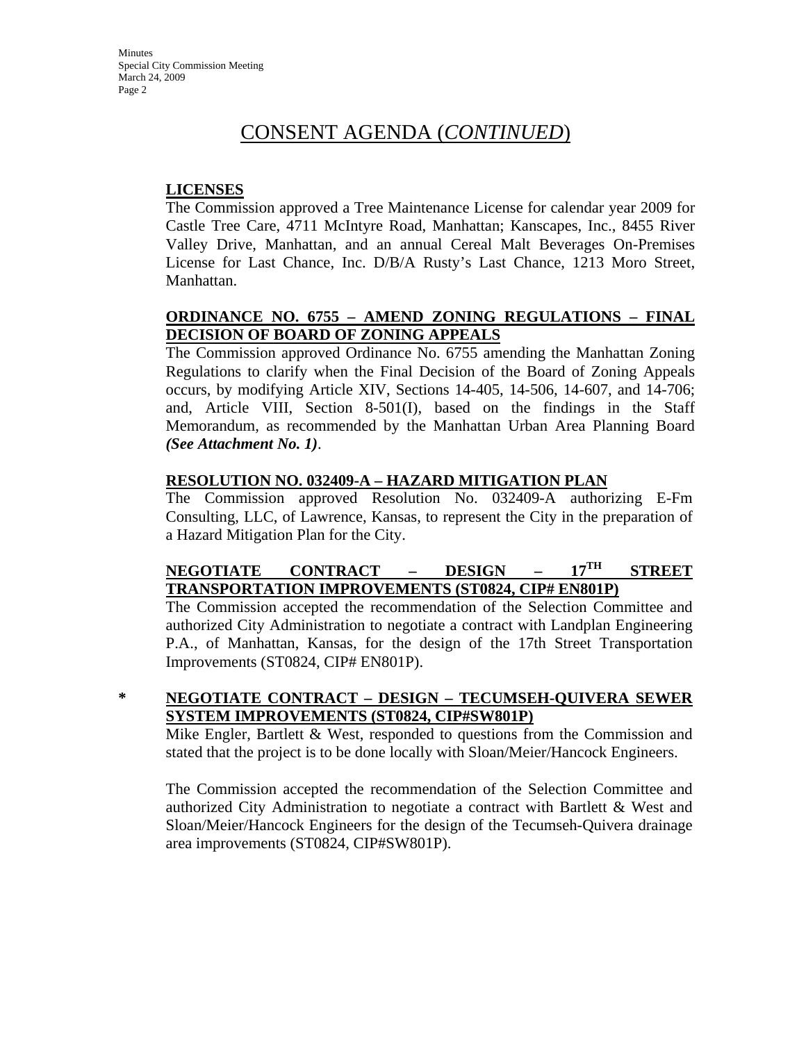# CONSENT AGENDA (*CONTINUED*)

**LICENSES**

The Commission approved a Tree Maintenance License for calendar year 2009 for Castle Tree Care, 4711 McIntyre Road, Manhattan; Kanscapes, Inc., 8455 River Valley Drive, Manhattan, and an annual Cereal Malt Beverages On-Premises License for Last Chance, Inc. D/B/A Rusty's Last Chance, 1213 Moro Street, Manhattan.

**ORDINANCE NO. 6755 – AMEND ZONING REGULATIONS – FINAL DECISION OF BOARD OF ZONING APPEALS**

The Commission approved Ordinance No. 6755 amending the Manhattan Zoning Regulations to clarify when the Final Decision of the Board of Zoning Appeals occurs, by modifying Article XIV, Sections 14-405, 14-506, 14-607, and 14-706; and, Article VIII, Section 8-501(I), based on the findings in the Staff Memorandum, as recommended by the Manhattan Urban Area Planning Board ***(See Attachment No. 1)***.

**RESOLUTION NO. 032409-A – HAZARD MITIGATION PLAN**

The Commission approved Resolution No. 032409-A authorizing E-Fm Consulting, LLC, of Lawrence, Kansas, to represent the City in the preparation of a Hazard Mitigation Plan for the City.

**NEGOTIATE CONTRACT – DESIGN – 17TH STREET TRANSPORTATION IMPROVEMENTS (ST0824, CIP# EN801P)**

The Commission accepted the recommendation of the Selection Committee and authorized City Administration to negotiate a contract with Landplan Engineering P.A., of Manhattan, Kansas, for the design of the 17th Street Transportation Improvements (ST0824, CIP# EN801P).

\* **NEGOTIATE CONTRACT – DESIGN – TECUMSEH-QUIVERA SEWER SYSTEM IMPROVEMENTS (ST0824, CIP#SW801P)**

Mike Engler, Bartlett & West, responded to questions from the Commission and stated that the project is to be done locally with Sloan/Meier/Hancock Engineers.

The Commission accepted the recommendation of the Selection Committee and authorized City Administration to negotiate a contract with Bartlett & West and Sloan/Meier/Hancock Engineers for the design of the Tecumseh-Quivera drainage area improvements (ST0824, CIP#SW801P).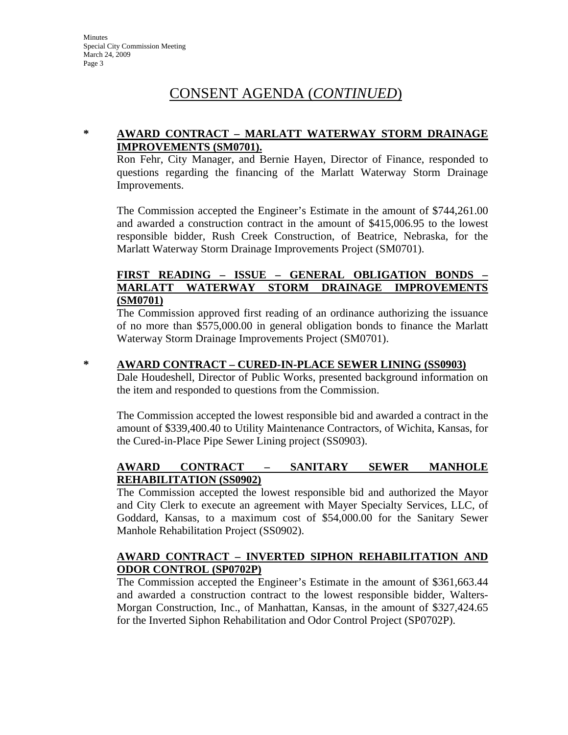# CONSENT AGENDA (*CONTINUED*)

\* **AWARD CONTRACT – MARLATT WATERWAY STORM DRAINAGE IMPROVEMENTS (SM0701).**

Ron Fehr, City Manager, and Bernie Hayen, Director of Finance, responded to questions regarding the financing of the Marlatt Waterway Storm Drainage Improvements.

The Commission accepted the Engineer's Estimate in the amount of $744,261.00 and awarded a construction contract in the amount of $415,006.95 to the lowest responsible bidder, Rush Creek Construction, of Beatrice, Nebraska, for the Marlatt Waterway Storm Drainage Improvements Project (SM0701).

**FIRST READING – ISSUE – GENERAL OBLIGATION BONDS – MARLATT WATERWAY STORM DRAINAGE IMPROVEMENTS (SM0701)**

The Commission approved first reading of an ordinance authorizing the issuance of no more than $575,000.00 in general obligation bonds to finance the Marlatt Waterway Storm Drainage Improvements Project (SM0701).

\* **AWARD CONTRACT – CURED-IN-PLACE SEWER LINING (SS0903)**

Dale Houdeshell, Director of Public Works, presented background information on the item and responded to questions from the Commission.

The Commission accepted the lowest responsible bid and awarded a contract in the amount of $339,400.40 to Utility Maintenance Contractors, of Wichita, Kansas, for the Cured-in-Place Pipe Sewer Lining project (SS0903).

**AWARD CONTRACT – SANITARY SEWER MANHOLE REHABILITATION (SS0902)**

The Commission accepted the lowest responsible bid and authorized the Mayor and City Clerk to execute an agreement with Mayer Specialty Services, LLC, of Goddard, Kansas, to a maximum cost of $54,000.00 for the Sanitary Sewer Manhole Rehabilitation Project (SS0902).

**AWARD CONTRACT – INVERTED SIPHON REHABILITATION AND ODOR CONTROL (SP0702P)**

The Commission accepted the Engineer's Estimate in the amount of $361,663.44 and awarded a construction contract to the lowest responsible bidder, Walters-Morgan Construction, Inc., of Manhattan, Kansas, in the amount of $327,424.65 for the Inverted Siphon Rehabilitation and Odor Control Project (SP0702P).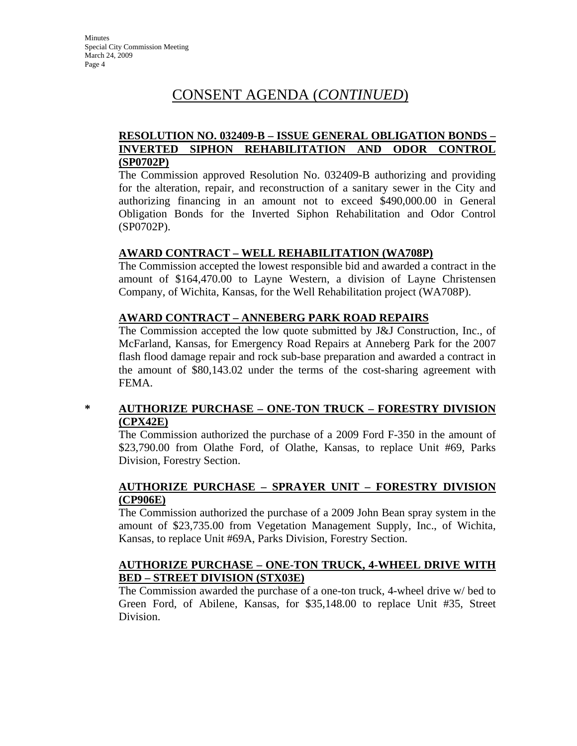# CONSENT AGENDA (*CONTINUED*)

**RESOLUTION NO. 032409-B – ISSUE GENERAL OBLIGATION BONDS – INVERTED SIPHON REHABILITATION AND ODOR CONTROL (SP0702P)**

The Commission approved Resolution No. 032409-B authorizing and providing for the alteration, repair, and reconstruction of a sanitary sewer in the City and authorizing financing in an amount not to exceed $490,000.00 in General Obligation Bonds for the Inverted Siphon Rehabilitation and Odor Control (SP0702P).

**AWARD CONTRACT – WELL REHABILITATION (WA708P)**

The Commission accepted the lowest responsible bid and awarded a contract in the amount of $164,470.00 to Layne Western, a division of Layne Christensen Company, of Wichita, Kansas, for the Well Rehabilitation project (WA708P).

**AWARD CONTRACT – ANNEBERG PARK ROAD REPAIRS**

The Commission accepted the low quote submitted by J&J Construction, Inc., of McFarland, Kansas, for Emergency Road Repairs at Anneberg Park for the 2007 flash flood damage repair and rock sub-base preparation and awarded a contract in the amount of $80,143.02 under the terms of the cost-sharing agreement with FEMA.

\* **AUTHORIZE PURCHASE – ONE-TON TRUCK – FORESTRY DIVISION (CPX42E)**

The Commission authorized the purchase of a 2009 Ford F-350 in the amount of $23,790.00 from Olathe Ford, of Olathe, Kansas, to replace Unit #69, Parks Division, Forestry Section.

**AUTHORIZE PURCHASE – SPRAYER UNIT – FORESTRY DIVISION (CP906E)**

The Commission authorized the purchase of a 2009 John Bean spray system in the amount of $23,735.00 from Vegetation Management Supply, Inc., of Wichita, Kansas, to replace Unit #69A, Parks Division, Forestry Section.

**AUTHORIZE PURCHASE – ONE-TON TRUCK, 4-WHEEL DRIVE WITH BED – STREET DIVISION (STX03E)**

The Commission awarded the purchase of a one-ton truck, 4-wheel drive w/ bed to Green Ford, of Abilene, Kansas, for $35,148.00 to replace Unit #35, Street Division.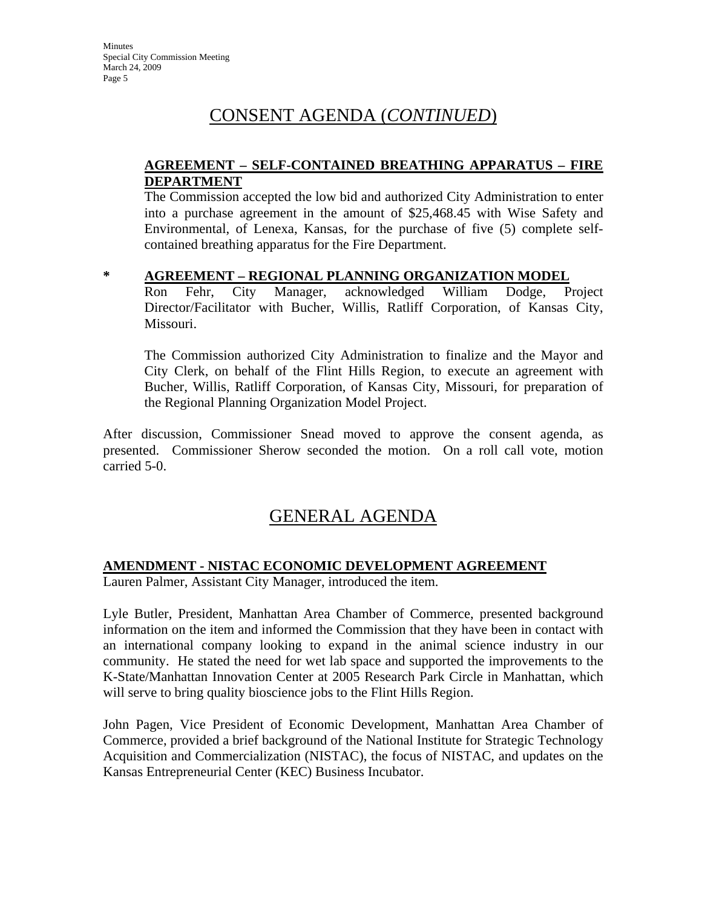# CONSENT AGENDA (*CONTINUED*)

**AGREEMENT – SELF-CONTAINED BREATHING APPARATUS – FIRE DEPARTMENT**

The Commission accepted the low bid and authorized City Administration to enter into a purchase agreement in the amount of $25,468.45 with Wise Safety and Environmental, of Lenexa, Kansas, for the purchase of five (5) complete self-contained breathing apparatus for the Fire Department.

\* **AGREEMENT – REGIONAL PLANNING ORGANIZATION MODEL**

Ron Fehr, City Manager, acknowledged William Dodge, Project Director/Facilitator with Bucher, Willis, Ratliff Corporation, of Kansas City, Missouri.

The Commission authorized City Administration to finalize and the Mayor and City Clerk, on behalf of the Flint Hills Region, to execute an agreement with Bucher, Willis, Ratliff Corporation, of Kansas City, Missouri, for preparation of the Regional Planning Organization Model Project.

After discussion, Commissioner Snead moved to approve the consent agenda, as presented. Commissioner Sherow seconded the motion. On a roll call vote, motion carried 5-0.

# GENERAL AGENDA

**AMENDMENT - NISTAC ECONOMIC DEVELOPMENT AGREEMENT**

Lauren Palmer, Assistant City Manager, introduced the item.

Lyle Butler, President, Manhattan Area Chamber of Commerce, presented background information on the item and informed the Commission that they have been in contact with an international company looking to expand in the animal science industry in our community. He stated the need for wet lab space and supported the improvements to the K-State/Manhattan Innovation Center at 2005 Research Park Circle in Manhattan, which will serve to bring quality bioscience jobs to the Flint Hills Region.

John Pagen, Vice President of Economic Development, Manhattan Area Chamber of Commerce, provided a brief background of the National Institute for Strategic Technology Acquisition and Commercialization (NISTAC), the focus of NISTAC, and updates on the Kansas Entrepreneurial Center (KEC) Business Incubator.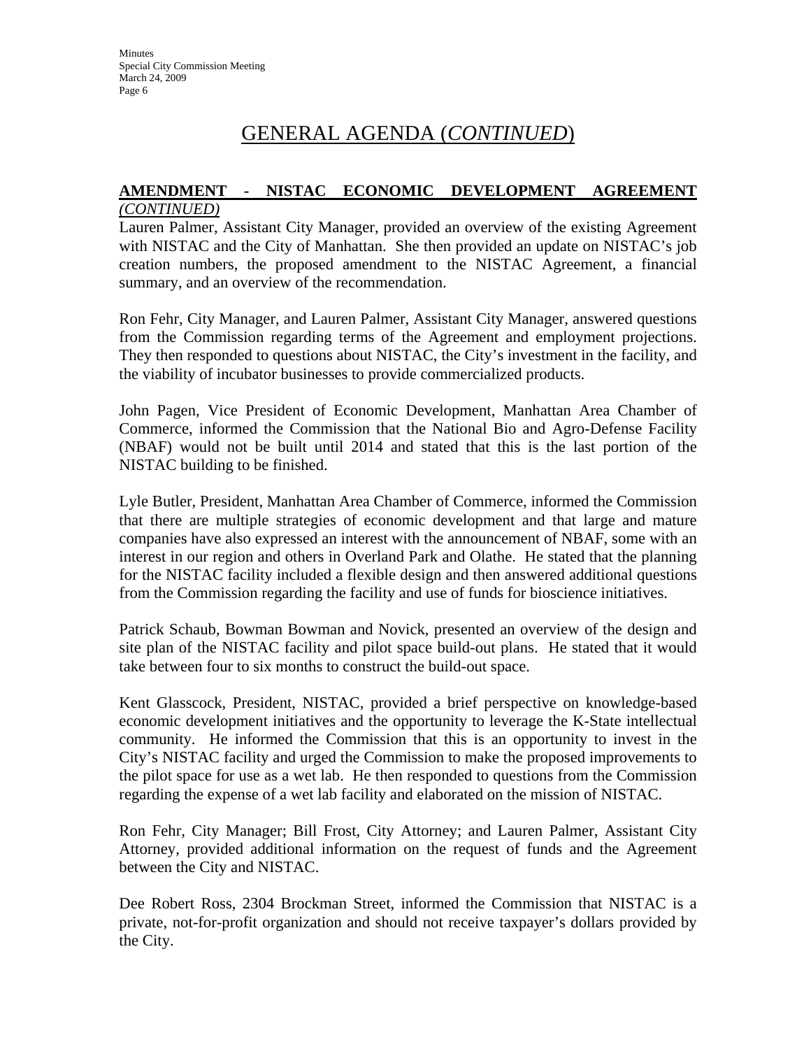# GENERAL AGENDA (*CONTINUED*)

**AMENDMENT - NISTAC ECONOMIC DEVELOPMENT AGREEMENT** *(CONTINUED)*

Lauren Palmer, Assistant City Manager, provided an overview of the existing Agreement with NISTAC and the City of Manhattan. She then provided an update on NISTAC's job creation numbers, the proposed amendment to the NISTAC Agreement, a financial summary, and an overview of the recommendation.

Ron Fehr, City Manager, and Lauren Palmer, Assistant City Manager, answered questions from the Commission regarding terms of the Agreement and employment projections. They then responded to questions about NISTAC, the City's investment in the facility, and the viability of incubator businesses to provide commercialized products.

John Pagen, Vice President of Economic Development, Manhattan Area Chamber of Commerce, informed the Commission that the National Bio and Agro-Defense Facility (NBAF) would not be built until 2014 and stated that this is the last portion of the NISTAC building to be finished.

Lyle Butler, President, Manhattan Area Chamber of Commerce, informed the Commission that there are multiple strategies of economic development and that large and mature companies have also expressed an interest with the announcement of NBAF, some with an interest in our region and others in Overland Park and Olathe. He stated that the planning for the NISTAC facility included a flexible design and then answered additional questions from the Commission regarding the facility and use of funds for bioscience initiatives.

Patrick Schaub, Bowman Bowman and Novick, presented an overview of the design and site plan of the NISTAC facility and pilot space build-out plans. He stated that it would take between four to six months to construct the build-out space.

Kent Glasscock, President, NISTAC, provided a brief perspective on knowledge-based economic development initiatives and the opportunity to leverage the K-State intellectual community. He informed the Commission that this is an opportunity to invest in the City's NISTAC facility and urged the Commission to make the proposed improvements to the pilot space for use as a wet lab. He then responded to questions from the Commission regarding the expense of a wet lab facility and elaborated on the mission of NISTAC.

Ron Fehr, City Manager; Bill Frost, City Attorney; and Lauren Palmer, Assistant City Attorney, provided additional information on the request of funds and the Agreement between the City and NISTAC.

Dee Robert Ross, 2304 Brockman Street, informed the Commission that NISTAC is a private, not-for-profit organization and should not receive taxpayer's dollars provided by the City.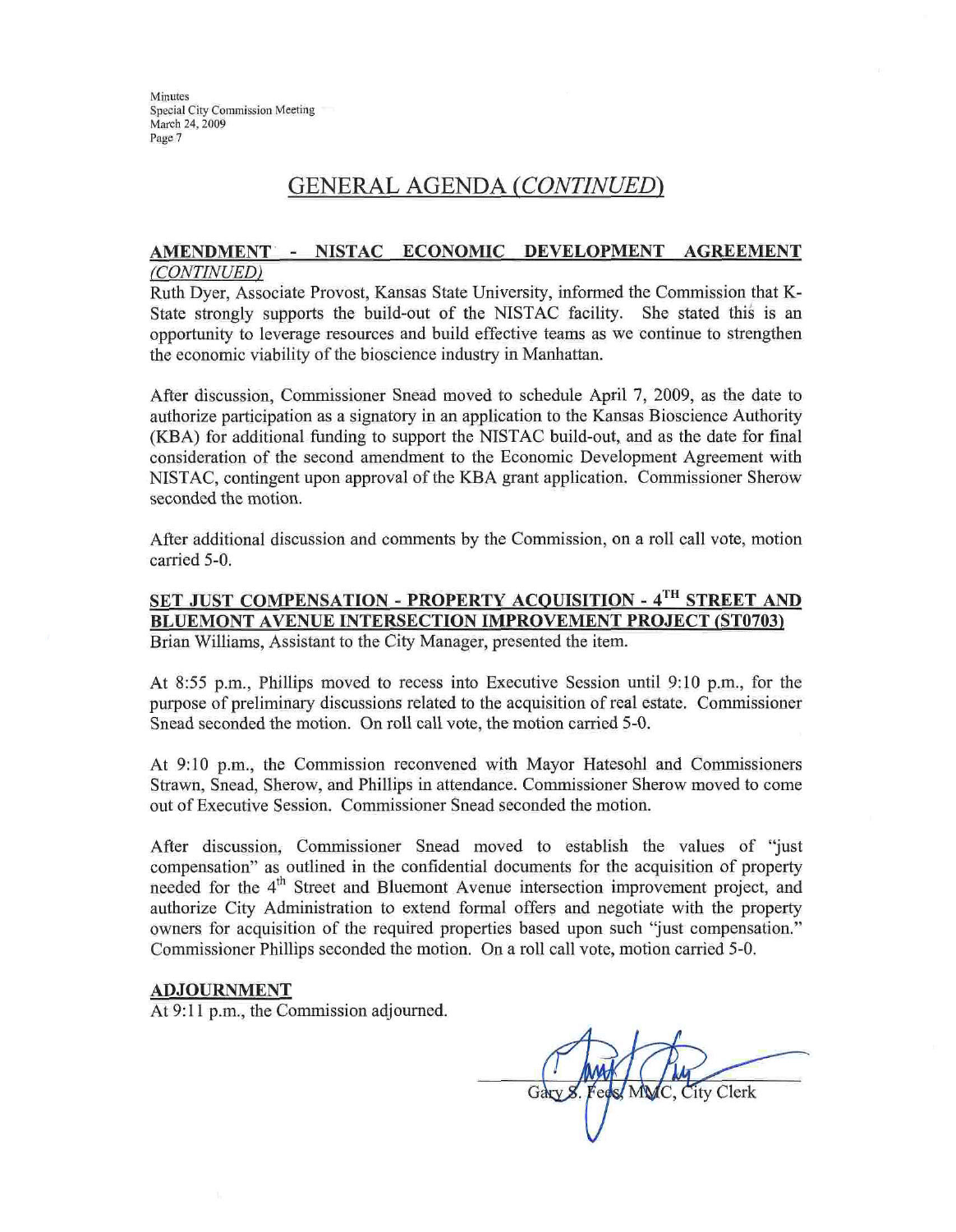## GENERAL AGENDA *(CONTINUED)*

**AMENDMENT - NISTAC ECONOMIC DEVELOPMENT AGREEMENT** *(CONTINUED)*

Ruth Dyer, Associate Provost, Kansas State University, informed the Commission that K-State strongly supports the build-out of the NISTAC facility. She stated this is an opportunity to leverage resources and build effective teams as we continue to strengthen the economic viability of the bioscience industry in Manhattan.

After discussion, Commissioner Snead moved to schedule April 7, 2009, as the date to authorize participation as a signatory in an application to the Kansas Bioscience Authority (KBA) for additional funding to support the NISTAC build-out, and as the date for final consideration of the second amendment to the Economic Development Agreement with NISTAC, contingent upon approval of the KBA grant application. Commissioner Sherow seconded the motion.

After additional discussion and comments by the Commission, on a roll call vote, motion carried 5-0.

**SET JUST COMPENSATION - PROPERTY ACQUISITION - 4TH STREET AND BLUEMONT AVENUE INTERSECTION IMPROVEMENT PROJECT (ST0703)**

Brian Williams, Assistant to the City Manager, presented the item.

At 8:55 p.m., Phillips moved to recess into Executive Session until 9:10 p.m., for the purpose of preliminary discussions related to the acquisition of real estate. Commissioner Snead seconded the motion. On roll call vote, the motion carried 5-0.

At 9:10 p.m., the Commission reconvened with Mayor Hatesohl and Commissioners Strawn, Snead, Sherow, and Phillips in attendance. Commissioner Sherow moved to come out of Executive Session. Commissioner Snead seconded the motion.

After discussion, Commissioner Snead moved to establish the values of "just compensation" as outlined in the confidential documents for the acquisition of property needed for the 4th Street and Bluemont Avenue intersection improvement project, and authorize City Administration to extend formal offers and negotiate with the property owners for acquisition of the required properties based upon such "just compensation." Commissioner Phillips seconded the motion. On a roll call vote, motion carried 5-0.

**ADJOURNMENT**

At 9:11 p.m., the Commission adjourned.

Gary S. Fees, MMC, City Clerk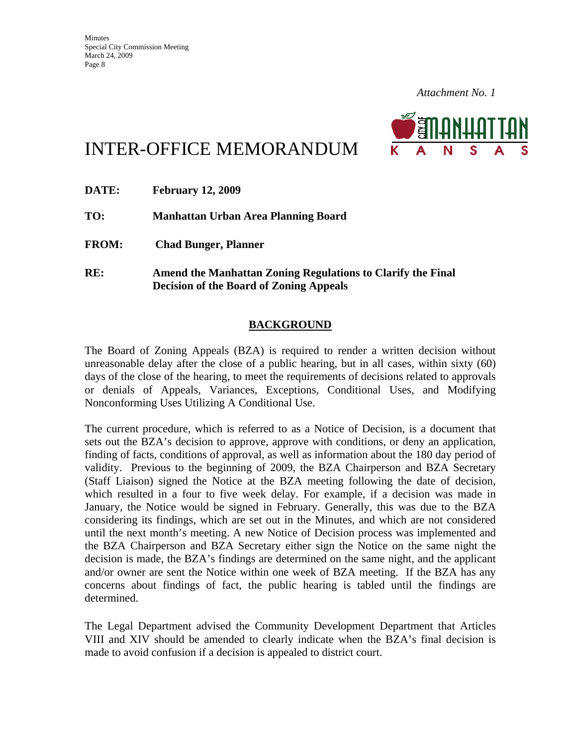*Attachment No. 1*

# INTER-OFFICE MEMORANDUM

**DATE:** **February 12, 2009**

**TO:** **Manhattan Urban Area Planning Board**

**FROM:** **Chad Bunger, Planner**

**RE:** **Amend the Manhattan Zoning Regulations to Clarify the Final Decision of the Board of Zoning Appeals**

## BACKGROUND

The Board of Zoning Appeals (BZA) is required to render a written decision without unreasonable delay after the close of a public hearing, but in all cases, within sixty (60) days of the close of the hearing, to meet the requirements of decisions related to approvals or denials of Appeals, Variances, Exceptions, Conditional Uses, and Modifying Nonconforming Uses Utilizing A Conditional Use.

The current procedure, which is referred to as a Notice of Decision, is a document that sets out the BZA's decision to approve, approve with conditions, or deny an application, finding of facts, conditions of approval, as well as information about the 180 day period of validity. Previous to the beginning of 2009, the BZA Chairperson and BZA Secretary (Staff Liaison) signed the Notice at the BZA meeting following the date of decision, which resulted in a four to five week delay. For example, if a decision was made in January, the Notice would be signed in February. Generally, this was due to the BZA considering its findings, which are set out in the Minutes, and which are not considered until the next month's meeting. A new Notice of Decision process was implemented and the BZA Chairperson and BZA Secretary either sign the Notice on the same night the decision is made, the BZA's findings are determined on the same night, and the applicant and/or owner are sent the Notice within one week of BZA meeting. If the BZA has any concerns about findings of fact, the public hearing is tabled until the findings are determined.

The Legal Department advised the Community Development Department that Articles VIII and XIV should be amended to clearly indicate when the BZA's final decision is made to avoid confusion if a decision is appealed to district court.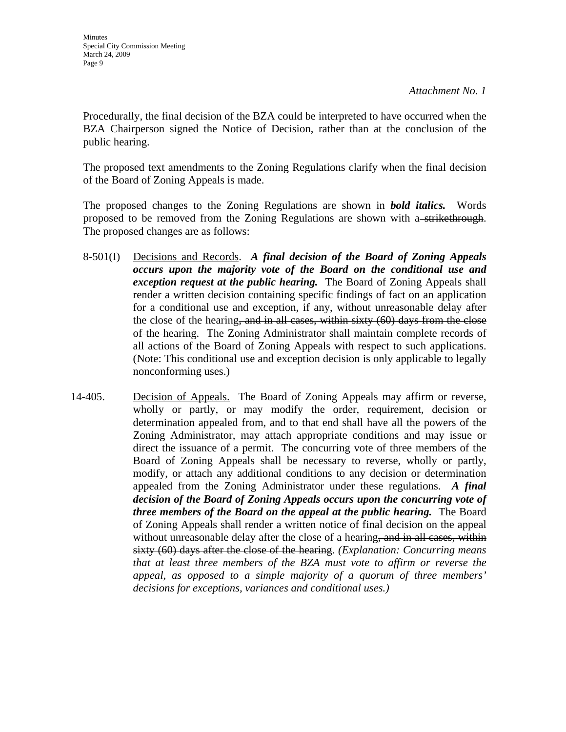*Attachment No. 1*

Procedurally, the final decision of the BZA could be interpreted to have occurred when the BZA Chairperson signed the Notice of Decision, rather than at the conclusion of the public hearing.

The proposed text amendments to the Zoning Regulations clarify when the final decision of the Board of Zoning Appeals is made.

The proposed changes to the Zoning Regulations are shown in ***bold italics.*** Words proposed to be removed from the Zoning Regulations are shown with a ~~strikethrough~~. The proposed changes are as follows:

8-501(I) Decisions and Records. ***A final decision of the Board of Zoning Appeals occurs upon the majority vote of the Board on the conditional use and exception request at the public hearing.*** The Board of Zoning Appeals shall render a written decision containing specific findings of fact on an application for a conditional use and exception, if any, without unreasonable delay after the close of the hearing~~, and in all cases, within sixty (60) days from the close of the hearing~~. The Zoning Administrator shall maintain complete records of all actions of the Board of Zoning Appeals with respect to such applications. (Note: This conditional use and exception decision is only applicable to legally nonconforming uses.)

14-405. Decision of Appeals. The Board of Zoning Appeals may affirm or reverse, wholly or partly, or may modify the order, requirement, decision or determination appealed from, and to that end shall have all the powers of the Zoning Administrator, may attach appropriate conditions and may issue or direct the issuance of a permit. The concurring vote of three members of the Board of Zoning Appeals shall be necessary to reverse, wholly or partly, modify, or attach any additional conditions to any decision or determination appealed from the Zoning Administrator under these regulations. ***A final decision of the Board of Zoning Appeals occurs upon the concurring vote of three members of the Board on the appeal at the public hearing.*** The Board of Zoning Appeals shall render a written notice of final decision on the appeal without unreasonable delay after the close of a hearing~~, and in all cases, within sixty (60) days after the close of the hearing~~. *(Explanation: Concurring means that at least three members of the BZA must vote to affirm or reverse the appeal, as opposed to a simple majority of a quorum of three members' decisions for exceptions, variances and conditional uses.)*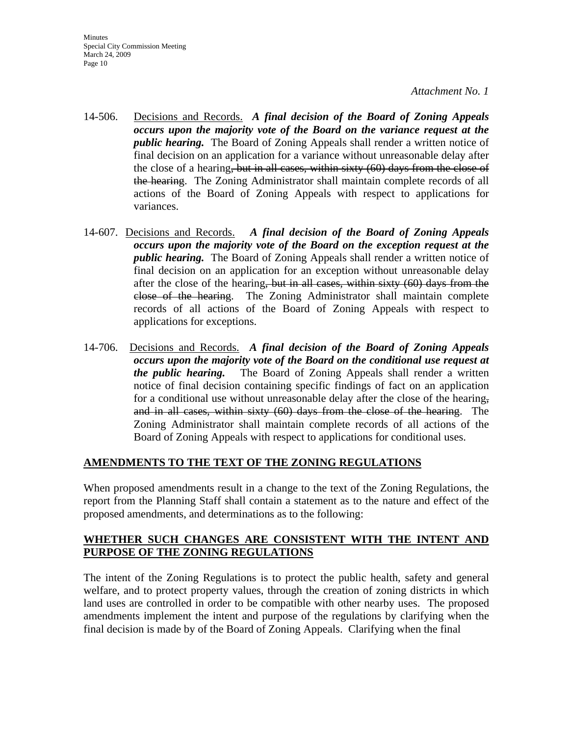*Attachment No. 1*

14-506. Decisions and Records. ***A final decision of the Board of Zoning Appeals occurs upon the majority vote of the Board on the variance request at the public hearing.*** The Board of Zoning Appeals shall render a written notice of final decision on an application for a variance without unreasonable delay after the close of a hearing~~, but in all cases, within sixty (60) days from the close of the hearing~~. The Zoning Administrator shall maintain complete records of all actions of the Board of Zoning Appeals with respect to applications for variances.

14-607. Decisions and Records. ***A final decision of the Board of Zoning Appeals occurs upon the majority vote of the Board on the exception request at the public hearing.*** The Board of Zoning Appeals shall render a written notice of final decision on an application for an exception without unreasonable delay after the close of the hearing~~, but in all cases, within sixty (60) days from the close of the hearing~~. The Zoning Administrator shall maintain complete records of all actions of the Board of Zoning Appeals with respect to applications for exceptions.

14-706. Decisions and Records. ***A final decision of the Board of Zoning Appeals occurs upon the majority vote of the Board on the conditional use request at the public hearing.*** The Board of Zoning Appeals shall render a written notice of final decision containing specific findings of fact on an application for a conditional use without unreasonable delay after the close of the hearing~~, and in all cases, within sixty (60) days from the close of the hearing~~. The Zoning Administrator shall maintain complete records of all actions of the Board of Zoning Appeals with respect to applications for conditional uses.

## AMENDMENTS TO THE TEXT OF THE ZONING REGULATIONS

When proposed amendments result in a change to the text of the Zoning Regulations, the report from the Planning Staff shall contain a statement as to the nature and effect of the proposed amendments, and determinations as to the following:

## WHETHER SUCH CHANGES ARE CONSISTENT WITH THE INTENT AND PURPOSE OF THE ZONING REGULATIONS

The intent of the Zoning Regulations is to protect the public health, safety and general welfare, and to protect property values, through the creation of zoning districts in which land uses are controlled in order to be compatible with other nearby uses. The proposed amendments implement the intent and purpose of the regulations by clarifying when the final decision is made by of the Board of Zoning Appeals. Clarifying when the final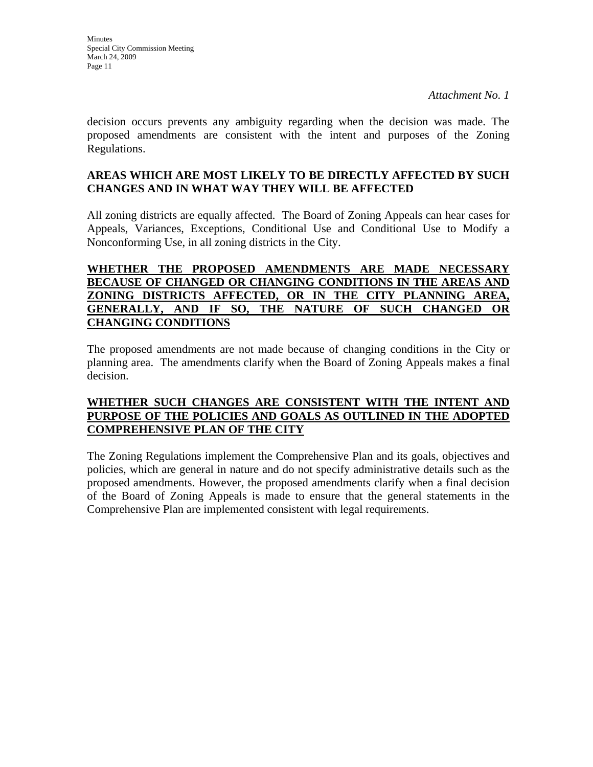*Attachment No. 1*

decision occurs prevents any ambiguity regarding when the decision was made. The proposed amendments are consistent with the intent and purposes of the Zoning Regulations.

**AREAS WHICH ARE MOST LIKELY TO BE DIRECTLY AFFECTED BY SUCH CHANGES AND IN WHAT WAY THEY WILL BE AFFECTED**

All zoning districts are equally affected. The Board of Zoning Appeals can hear cases for Appeals, Variances, Exceptions, Conditional Use and Conditional Use to Modify a Nonconforming Use, in all zoning districts in the City.

**WHETHER THE PROPOSED AMENDMENTS ARE MADE NECESSARY BECAUSE OF CHANGED OR CHANGING CONDITIONS IN THE AREAS AND ZONING DISTRICTS AFFECTED, OR IN THE CITY PLANNING AREA, GENERALLY, AND IF SO, THE NATURE OF SUCH CHANGED OR CHANGING CONDITIONS**

The proposed amendments are not made because of changing conditions in the City or planning area. The amendments clarify when the Board of Zoning Appeals makes a final decision.

**WHETHER SUCH CHANGES ARE CONSISTENT WITH THE INTENT AND PURPOSE OF THE POLICIES AND GOALS AS OUTLINED IN THE ADOPTED COMPREHENSIVE PLAN OF THE CITY**

The Zoning Regulations implement the Comprehensive Plan and its goals, objectives and policies, which are general in nature and do not specify administrative details such as the proposed amendments. However, the proposed amendments clarify when a final decision of the Board of Zoning Appeals is made to ensure that the general statements in the Comprehensive Plan are implemented consistent with legal requirements.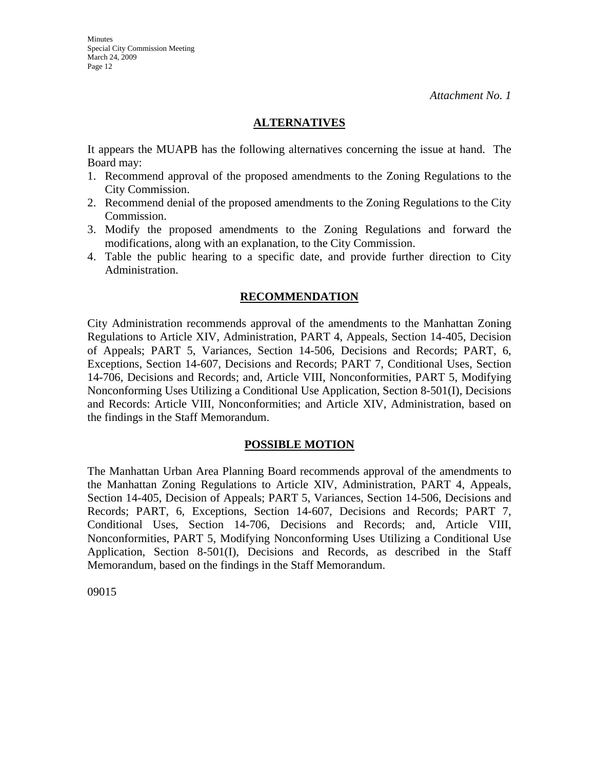*Attachment No. 1*

## ALTERNATIVES

It appears the MUAPB has the following alternatives concerning the issue at hand. The Board may:

1. Recommend approval of the proposed amendments to the Zoning Regulations to the City Commission.
2. Recommend denial of the proposed amendments to the Zoning Regulations to the City Commission.
3. Modify the proposed amendments to the Zoning Regulations and forward the modifications, along with an explanation, to the City Commission.
4. Table the public hearing to a specific date, and provide further direction to City Administration.

## RECOMMENDATION

City Administration recommends approval of the amendments to the Manhattan Zoning Regulations to Article XIV, Administration, PART 4, Appeals, Section 14-405, Decision of Appeals; PART 5, Variances, Section 14-506, Decisions and Records; PART, 6, Exceptions, Section 14-607, Decisions and Records; PART 7, Conditional Uses, Section 14-706, Decisions and Records; and, Article VIII, Nonconformities, PART 5, Modifying Nonconforming Uses Utilizing a Conditional Use Application, Section 8-501(I), Decisions and Records: Article VIII, Nonconformities; and Article XIV, Administration, based on the findings in the Staff Memorandum.

## POSSIBLE MOTION

The Manhattan Urban Area Planning Board recommends approval of the amendments to the Manhattan Zoning Regulations to Article XIV, Administration, PART 4, Appeals, Section 14-405, Decision of Appeals; PART 5, Variances, Section 14-506, Decisions and Records; PART, 6, Exceptions, Section 14-607, Decisions and Records; PART 7, Conditional Uses, Section 14-706, Decisions and Records; and, Article VIII, Nonconformities, PART 5, Modifying Nonconforming Uses Utilizing a Conditional Use Application, Section 8-501(I), Decisions and Records, as described in the Staff Memorandum, based on the findings in the Staff Memorandum.

09015